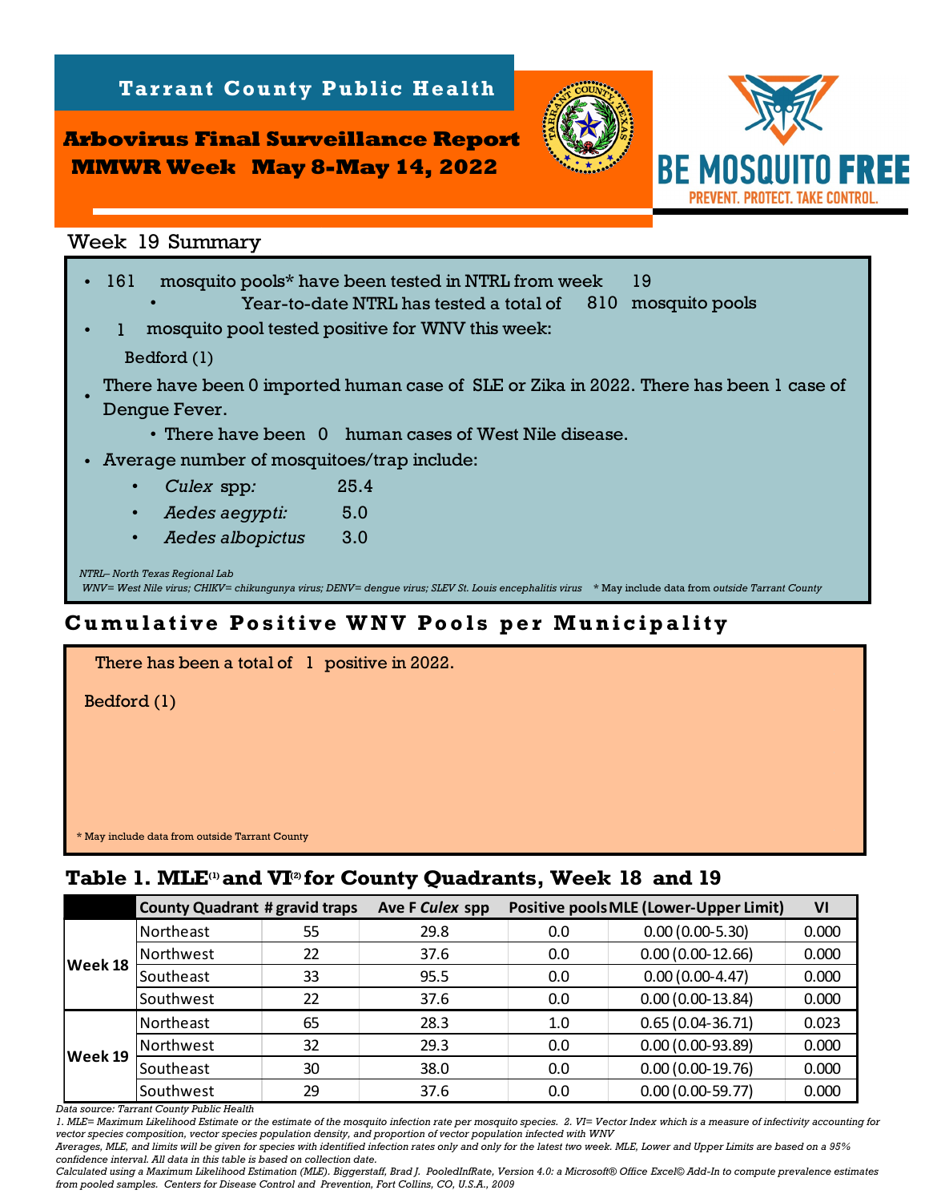# Tarrant County Public Health

## Arbovirus Final Surveillance Report MMWR Week May 8-May 14, 2022

BE MOSQUITO FREE
PREVENT. PROTECT. TAKE CONTROL.

## Week 19 Summary

- 161 mosquito pools* have been tested in NTRL from week 19
  - Year-to-date NTRL has tested a total of 810 mosquito pools
- 1 mosquito pool tested positive for WNV this week:

  Bedford (1)
- There have been 0 imported human case of SLE or Zika in 2022. There has been 1 case of Dengue Fever.
  - There have been 0 human cases of West Nile disease.
- Average number of mosquitoes/trap include:
  - *Culex* spp*:* 25.4
  - *Aedes aegypti:* 5.0
  - *Aedes albopictus* 3.0

*NTRL– North Texas Regional Lab*
*WNV= West Nile virus; CHIKV= chikungunya virus; DENV= dengue virus; SLEV St. Louis encephalitis virus* * May include data from *outside* Tarrant County

## Cumulative Positive WNV Pools per Municipality

There has been a total of 1 positive in 2022.

Bedford (1)

* May include data from outside Tarrant County

## Table 1. MLE(1) and VI(2) for County Quadrants, Week 18 and 19

| | County Quadrant | # gravid traps | Ave F *Culex* spp | Positive pools | MLE (Lower-Upper Limit) | VI |
|---|---|---|---|---|---|---|
| Week 18 | Northeast | 55 | 29.8 | 0.0 | 0.00 (0.00-5.30) | 0.000 |
| | Northwest | 22 | 37.6 | 0.0 | 0.00 (0.00-12.66) | 0.000 |
| | Southeast | 33 | 95.5 | 0.0 | 0.00 (0.00-4.47) | 0.000 |
| | Southwest | 22 | 37.6 | 0.0 | 0.00 (0.00-13.84) | 0.000 |
| Week 19 | Northeast | 65 | 28.3 | 1.0 | 0.65 (0.04-36.71) | 0.023 |
| | Northwest | 32 | 29.3 | 0.0 | 0.00 (0.00-93.89) | 0.000 |
| | Southeast | 30 | 38.0 | 0.0 | 0.00 (0.00-19.76) | 0.000 |
| | Southwest | 29 | 37.6 | 0.0 | 0.00 (0.00-59.77) | 0.000 |

*Data source: Tarrant County Public Health*
*1. MLE= Maximum Likelihood Estimate or the estimate of the mosquito infection rate per mosquito species. 2. VI= Vector Index which is a measure of infectivity accounting for vector species composition, vector species population density, and proportion of vector population infected with WNV*
*Averages, MLE, and limits will be given for species with identified infection rates only and only for the latest two week. MLE, Lower and Upper Limits are based on a 95% confidence interval. All data in this table is based on collection date.*
*Calculated using a Maximum Likelihood Estimation (MLE). Biggerstaff, Brad J. PooledInfRate, Version 4.0: a Microsoft® Office Excel© Add-In to compute prevalence estimates from pooled samples. Centers for Disease Control and Prevention, Fort Collins, CO, U.S.A., 2009*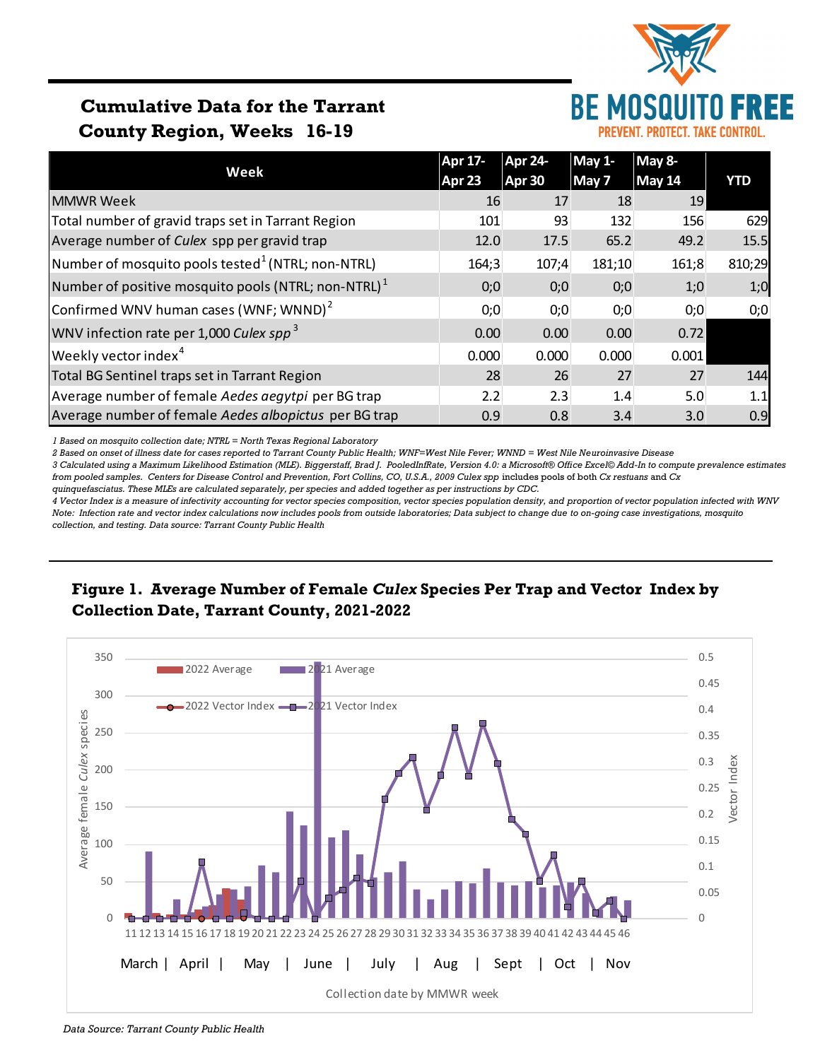# Cumulative Data for the Tarrant County Region, Weeks 16-19

BE MOSQUITO FREE
PREVENT. PROTECT. TAKE CONTROL.

| Week | Apr 17-Apr 23 | Apr 24-Apr 30 | May 1-May 7 | May 8-May 14 | YTD |
|---|---|---|---|---|---|
| MMWR Week | 16 | 17 | 18 | 19 | |
| Total number of gravid traps set in Tarrant Region | 101 | 93 | 132 | 156 | 629 |
| Average number of *Culex* spp per gravid trap | 12.0 | 17.5 | 65.2 | 49.2 | 15.5 |
| Number of mosquito pools tested[1] (NTRL; non-NTRL) | 164;3 | 107;4 | 181;10 | 161;8 | 810;29 |
| Number of positive mosquito pools (NTRL; non-NTRL)[1] | 0;0 | 0;0 | 0;0 | 1;0 | 1;0 |
| Confirmed WNV human cases (WNF; WNND)[2] | 0;0 | 0;0 | 0;0 | 0;0 | 0;0 |
| WNV infection rate per 1,000 *Culex spp*[3] | 0.00 | 0.00 | 0.00 | 0.72 | |
| Weekly vector index[4] | 0.000 | 0.000 | 0.000 | 0.001 | |
| Total BG Sentinel traps set in Tarrant Region | 28 | 26 | 27 | 27 | 144 |
| Average number of female *Aedes aegytpi* per BG trap | 2.2 | 2.3 | 1.4 | 5.0 | 1.1 |
| Average number of female *Aedes albopictus* per BG trap | 0.9 | 0.8 | 3.4 | 3.0 | 0.9 |

*1 Based on mosquito collection date; NTRL = North Texas Regional Laboratory*
*2 Based on onset of illness date for cases reported to Tarrant County Public Health; WNF=West Nile Fever; WNND = West Nile Neuroinvasive Disease*
*3 Calculated using a Maximum Likelihood Estimation (MLE). Biggerstaff, Brad J. PooledInfRate, Version 4.0: a Microsoft® Office Excel© Add-In to compute prevalence estimates from pooled samples. Centers for Disease Control and Prevention, Fort Collins, CO, U.S.A., 2009 Culex spp includes pools of both Cx restuans and Cx quinquefasciatus. These MLEs are calculated separately, per species and added together as per instructions by CDC.*
*4 Vector Index is a measure of infectivity accounting for vector species composition, vector species population density, and proportion of vector population infected with WNV*
*Note: Infection rate and vector index calculations now includes pools from outside laboratories; Data subject to change due to on-going case investigations, mosquito collection, and testing. Data source: Tarrant County Public Health*

## Figure 1. Average Number of Female *Culex* Species Per Trap and Vector Index by Collection Date, Tarrant County, 2021-2022

*Data Source: Tarrant County Public Health*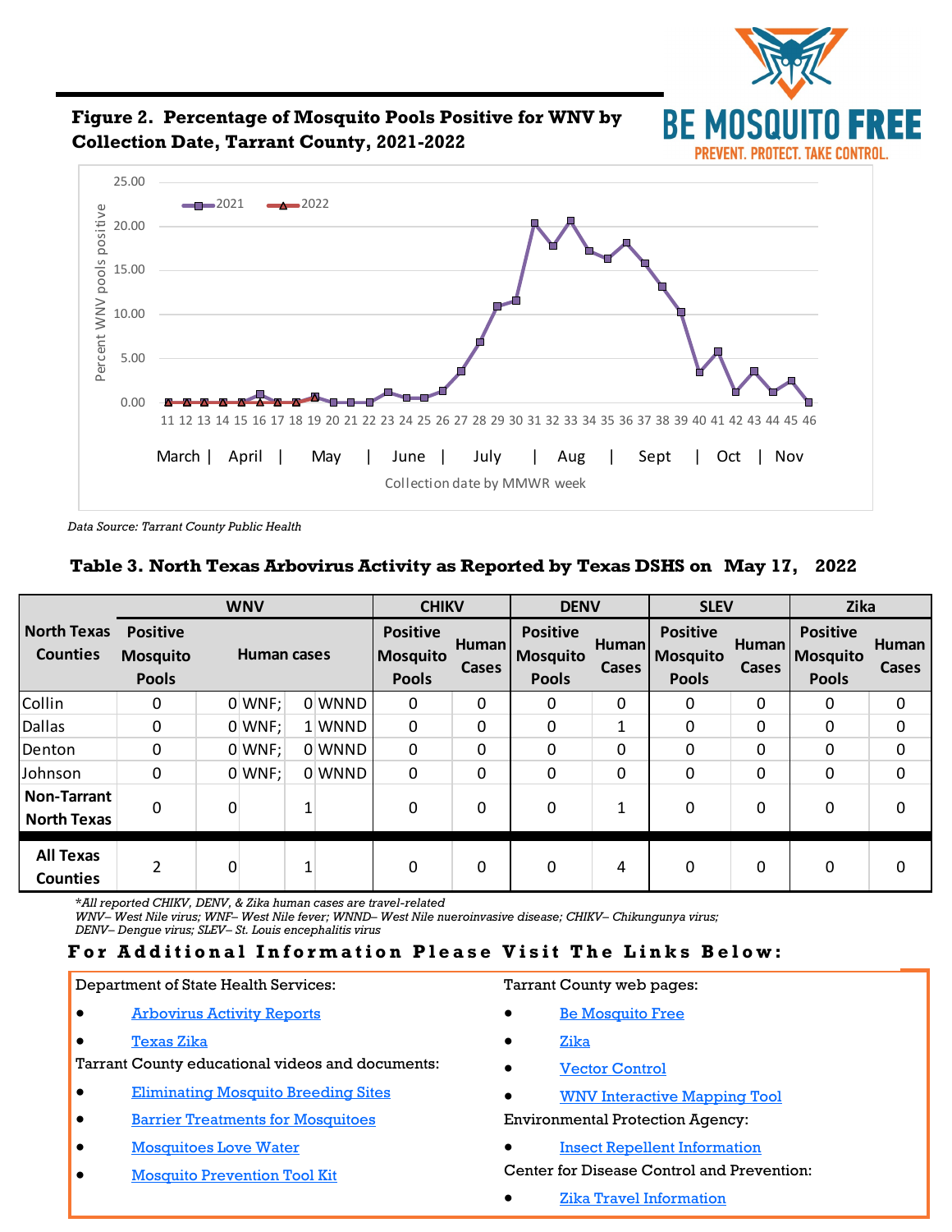BE MOSQUITO FREE

PREVENT. PROTECT. TAKE CONTROL.

**Figure 2. Percentage of Mosquito Pools Positive for WNV by Collection Date, Tarrant County, 2021-2022**

25.00
20.00
15.00
10.00
5.00
0.00

Percent WNV pools positive

2021
2022

11 12 13 14 15 16 17 18 19 20 21 22 23 24 25 26 27 28 29 30 31 32 33 34 35 36 37 38 39 40 41 42 43 44 45 46

March | April | May | June | July | Aug | Sept | Oct | Nov

Collection date by MMWR week

*Data Source: Tarrant County Public Health*

**Table 3. North Texas Arbovirus Activity as Reported by Texas DSHS on May 17, 2022**

| North Texas Counties | WNV | | | | | CHIKV | | DENV | | SLEV | | Zika | |
|---|---|---|---|---|---|---|---|---|---|---|---|---|---|
| | Positive Mosquito Pools | Human cases | | | | Positive Mosquito Pools | Human Cases | Positive Mosquito Pools | Human Cases | Positive Mosquito Pools | Human Cases | Positive Mosquito Pools | Human Cases |
| Collin | 0 | 0 | WNF; | 0 | WNND | 0 | 0 | 0 | 0 | 0 | 0 | 0 | 0 |
| Dallas | 0 | 0 | WNF; | 1 | WNND | 0 | 0 | 0 | 1 | 0 | 0 | 0 | 0 |
| Denton | 0 | 0 | WNF; | 0 | WNND | 0 | 0 | 0 | 0 | 0 | 0 | 0 | 0 |
| Johnson | 0 | 0 | WNF; | 0 | WNND | 0 | 0 | 0 | 0 | 0 | 0 | 0 | 0 |
| Non-Tarrant North Texas | 0 | 0 | | 1 | | 0 | 0 | 0 | 1 | 0 | 0 | 0 | 0 |
| All Texas Counties | 2 | 0 | | 1 | | 0 | 0 | 0 | 4 | 0 | 0 | 0 | 0 |

*\*All reported CHIKV, DENV, & Zika human cases are travel-related*
*WNV– West Nile virus; WNF– West Nile fever; WNND– West Nile nueroinvasive disease; CHIKV– Chikungunya virus; DENV– Dengue virus; SLEV– St. Louis encephalitis virus*

**For Additional Information Please Visit The Links Below:**

Department of State Health Services:

- Arbovirus Activity Reports
- Texas Zika

Tarrant County educational videos and documents:

- Eliminating Mosquito Breeding Sites
- Barrier Treatments for Mosquitoes
- Mosquitoes Love Water
- Mosquito Prevention Tool Kit

Tarrant County web pages:

- Be Mosquito Free
- Zika
- Vector Control
- WNV Interactive Mapping Tool

Environmental Protection Agency:

- Insect Repellent Information

Center for Disease Control and Prevention:

- Zika Travel Information